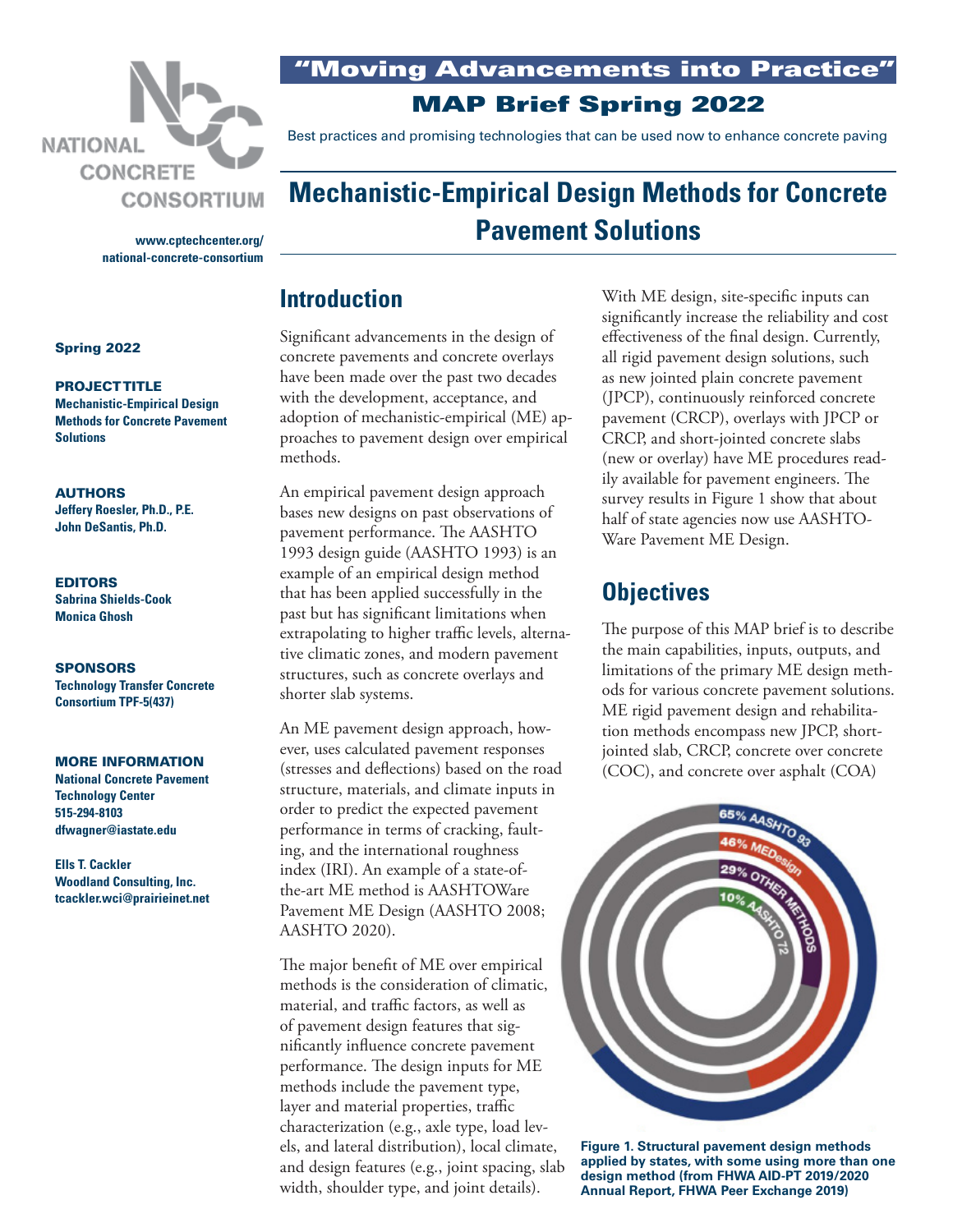NATIONAL CONCRETE CONSORTIUM

www.cptechcenter.org/national-concrete-consortium

# "Moving Advancements into Practice"

## MAP Brief Spring 2022

Best practices and promising technologies that can be used now to enhance concrete paving

# Mechanistic-Empirical Design Methods for Concrete Pavement Solutions

**Spring 2022**

**PROJECT TITLE**
**Mechanistic-Empirical Design Methods for Concrete Pavement Solutions**

**AUTHORS**
**Jeffery Roesler, Ph.D., P.E.**
**John DeSantis, Ph.D.**

**EDITORS**
**Sabrina Shields-Cook**
**Monica Ghosh**

**SPONSORS**
**Technology Transfer Concrete Consortium TPF-5(437)**

**MORE INFORMATION**
**National Concrete Pavement Technology Center**
**515-294-8103**
**dfwagner@iastate.edu**

**Ells T. Cackler**
**Woodland Consulting, Inc.**
**tcackler.wci@prairieinet.net**

## Introduction

Significant advancements in the design of concrete pavements and concrete overlays have been made over the past two decades with the development, acceptance, and adoption of mechanistic-empirical (ME) approaches to pavement design over empirical methods.

An empirical pavement design approach bases new designs on past observations of pavement performance. The AASHTO 1993 design guide (AASHTO 1993) is an example of an empirical design method that has been applied successfully in the past but has significant limitations when extrapolating to higher traffic levels, alternative climatic zones, and modern pavement structures, such as concrete overlays and shorter slab systems.

An ME pavement design approach, however, uses calculated pavement responses (stresses and deflections) based on the road structure, materials, and climate inputs in order to predict the expected pavement performance in terms of cracking, faulting, and the international roughness index (IRI). An example of a state-of-the-art ME method is AASHTOWare Pavement ME Design (AASHTO 2008; AASHTO 2020).

The major benefit of ME over empirical methods is the consideration of climatic, material, and traffic factors, as well as of pavement design features that significantly influence concrete pavement performance. The design inputs for ME methods include the pavement type, layer and material properties, traffic characterization (e.g., axle type, load levels, and lateral distribution), local climate, and design features (e.g., joint spacing, slab width, shoulder type, and joint details).

With ME design, site-specific inputs can significantly increase the reliability and cost effectiveness of the final design. Currently, all rigid pavement design solutions, such as new jointed plain concrete pavement (JPCP), continuously reinforced concrete pavement (CRCP), overlays with JPCP or CRCP, and short-jointed concrete slabs (new or overlay) have ME procedures readily available for pavement engineers. The survey results in Figure 1 show that about half of state agencies now use AASHTOWare Pavement ME Design.

## Objectives

The purpose of this MAP brief is to describe the main capabilities, inputs, outputs, and limitations of the primary ME design methods for various concrete pavement solutions. ME rigid pavement design and rehabilitation methods encompass new JPCP, short-jointed slab, CRCP, concrete over concrete (COC), and concrete over asphalt (COA)

65% AASHTO 93
46% MEDesign
29% OTHER METHODS
10% AASHTO 72

**Figure 1. Structural pavement design methods applied by states, with some using more than one design method (from FHWA AID-PT 2019/2020 Annual Report, FHWA Peer Exchange 2019)**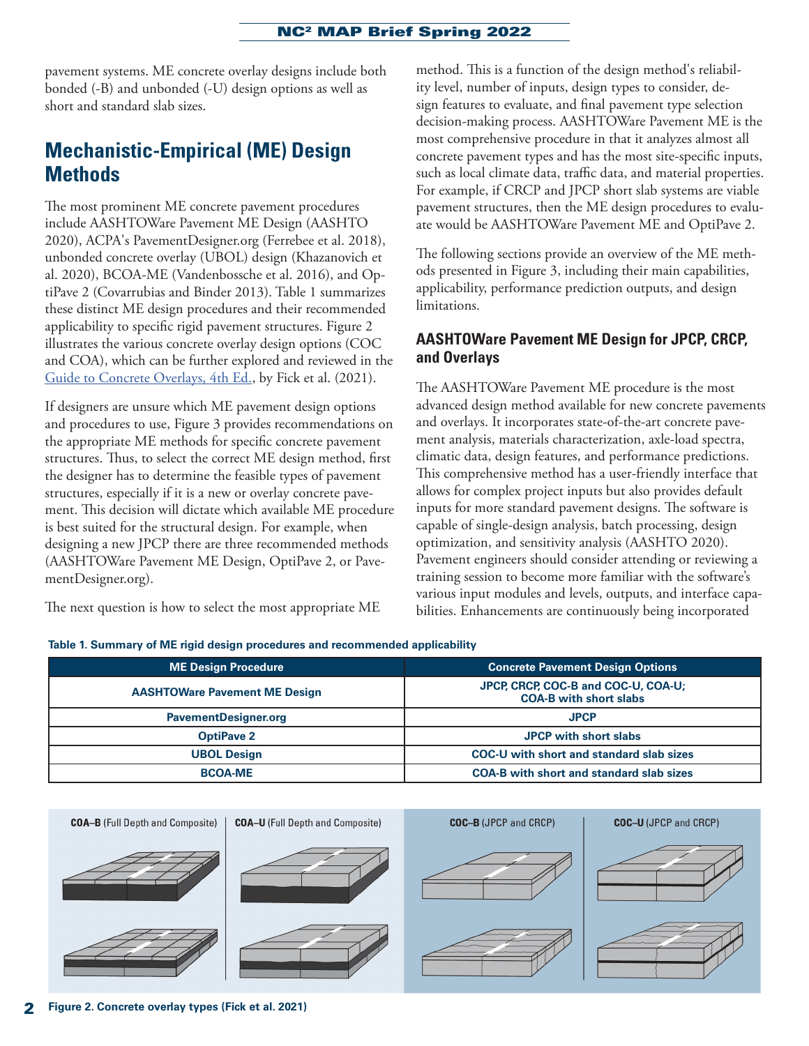pavement systems. ME concrete overlay designs include both bonded (-B) and unbonded (-U) design options as well as short and standard slab sizes.

## Mechanistic-Empirical (ME) Design Methods

The most prominent ME concrete pavement procedures include AASHTOWare Pavement ME Design (AASHTO 2020), ACPA's PavementDesigner.org (Ferrebee et al. 2018), unbonded concrete overlay (UBOL) design (Khazanovich et al. 2020), BCOA-ME (Vandenbossche et al. 2016), and OptiPave 2 (Covarrubias and Binder 2013). Table 1 summarizes these distinct ME design procedures and their recommended applicability to specific rigid pavement structures. Figure 2 illustrates the various concrete overlay design options (COC and COA), which can be further explored and reviewed in the Guide to Concrete Overlays, 4th Ed., by Fick et al. (2021).

If designers are unsure which ME pavement design options and procedures to use, Figure 3 provides recommendations on the appropriate ME methods for specific concrete pavement structures. Thus, to select the correct ME design method, first the designer has to determine the feasible types of pavement structures, especially if it is a new or overlay concrete pavement. This decision will dictate which available ME procedure is best suited for the structural design. For example, when designing a new JPCP there are three recommended methods (AASHTOWare Pavement ME Design, OptiPave 2, or PavementDesigner.org).

The next question is how to select the most appropriate ME method. This is a function of the design method's reliability level, number of inputs, design types to consider, design features to evaluate, and final pavement type selection decision-making process. AASHTOWare Pavement ME is the most comprehensive procedure in that it analyzes almost all concrete pavement types and has the most site-specific inputs, such as local climate data, traffic data, and material properties. For example, if CRCP and JPCP short slab systems are viable pavement structures, then the ME design procedures to evaluate would be AASHTOWare Pavement ME and OptiPave 2.

The following sections provide an overview of the ME methods presented in Figure 3, including their main capabilities, applicability, performance prediction outputs, and design limitations.

### AASHTOWare Pavement ME Design for JPCP, CRCP, and Overlays

The AASHTOWare Pavement ME procedure is the most advanced design method available for new concrete pavements and overlays. It incorporates state-of-the-art concrete pavement analysis, materials characterization, axle-load spectra, climatic data, design features, and performance predictions. This comprehensive method has a user-friendly interface that allows for complex project inputs but also provides default inputs for more standard pavement designs. The software is capable of single-design analysis, batch processing, design optimization, and sensitivity analysis (AASHTO 2020). Pavement engineers should consider attending or reviewing a training session to become more familiar with the software's various input modules and levels, outputs, and interface capabilities. Enhancements are continuously being incorporated

**Table 1. Summary of ME rigid design procedures and recommended applicability**

| ME Design Procedure | Concrete Pavement Design Options |
|---|---|
| AASHTOWare Pavement ME Design | JPCP, CRCP, COC-B and COC-U, COA-U; COA-B with short slabs |
| PavementDesigner.org | JPCP |
| OptiPave 2 | JPCP with short slabs |
| UBOL Design | COC-U with short and standard slab sizes |
| BCOA-ME | COA-B with short and standard slab sizes |

**COA–B** (Full Depth and Composite) | **COA–U** (Full Depth and Composite) | **COC–B** (JPCP and CRCP) | **COC–U** (JPCP and CRCP)

**Figure 2. Concrete overlay types (Fick et al. 2021)**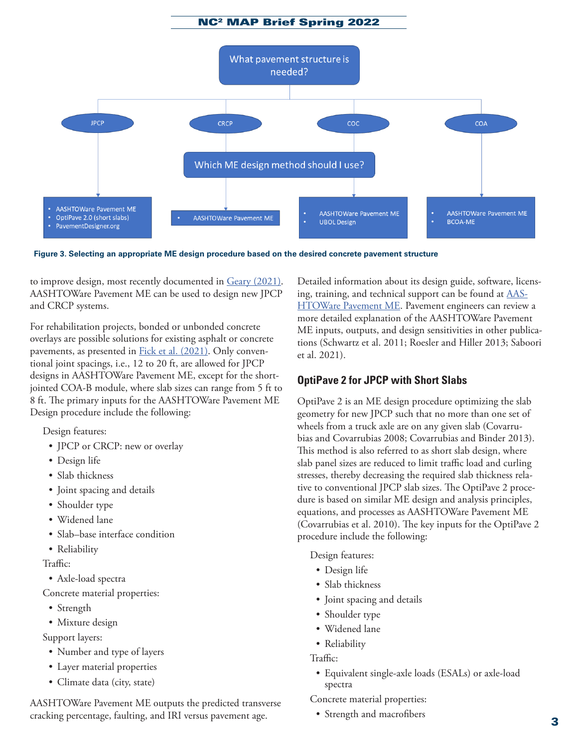What pavement structure is needed?

- JPCP
- CRCP
- COC
- COA

Which ME design method should I use?

- JPCP:
  - AASHTOWare Pavement ME
  - OptiPave 2.0 (short slabs)
  - PavementDesigner.org
- CRCP:
  - AASHTOWare Pavement ME
- COC:
  - AASHTOWare Pavement ME
  - UBOL Design
- COA:
  - AASHTOWare Pavement ME
  - BCOA-ME

**Figure 3. Selecting an appropriate ME design procedure based on the desired concrete pavement structure**

to improve design, most recently documented in Geary (2021). AASHTOWare Pavement ME can be used to design new JPCP and CRCP systems.

For rehabilitation projects, bonded or unbonded concrete overlays are possible solutions for existing asphalt or concrete pavements, as presented in Fick et al. (2021). Only conventional joint spacings, i.e., 12 to 20 ft, are allowed for JPCP designs in AASHTOWare Pavement ME, except for the short-jointed COA-B module, where slab sizes can range from 5 ft to 8 ft. The primary inputs for the AASHTOWare Pavement ME Design procedure include the following:

Design features:

- JPCP or CRCP: new or overlay
- Design life
- Slab thickness
- Joint spacing and details
- Shoulder type
- Widened lane
- Slab–base interface condition
- Reliability

Traffic:

- Axle-load spectra

Concrete material properties:

- Strength
- Mixture design

Support layers:

- Number and type of layers
- Layer material properties
- Climate data (city, state)

AASHTOWare Pavement ME outputs the predicted transverse cracking percentage, faulting, and IRI versus pavement age. Detailed information about its design guide, software, licensing, training, and technical support can be found at AASHTOWare Pavement ME. Pavement engineers can review a more detailed explanation of the AASHTOWare Pavement ME inputs, outputs, and design sensitivities in other publications (Schwartz et al. 2011; Roesler and Hiller 2013; Saboori et al. 2021).

## OptiPave 2 for JPCP with Short Slabs

OptiPave 2 is an ME design procedure optimizing the slab geometry for new JPCP such that no more than one set of wheels from a truck axle are on any given slab (Covarrubias and Covarrubias 2008; Covarrubias and Binder 2013). This method is also referred to as short slab design, where slab panel sizes are reduced to limit traffic load and curling stresses, thereby decreasing the required slab thickness relative to conventional JPCP slab sizes. The OptiPave 2 procedure is based on similar ME design and analysis principles, equations, and processes as AASHTOWare Pavement ME (Covarrubias et al. 2010). The key inputs for the OptiPave 2 procedure include the following:

Design features:

- Design life
- Slab thickness
- Joint spacing and details
- Shoulder type
- Widened lane
- Reliability

Traffic:

- Equivalent single-axle loads (ESALs) or axle-load spectra

Concrete material properties:

- Strength and macrofibers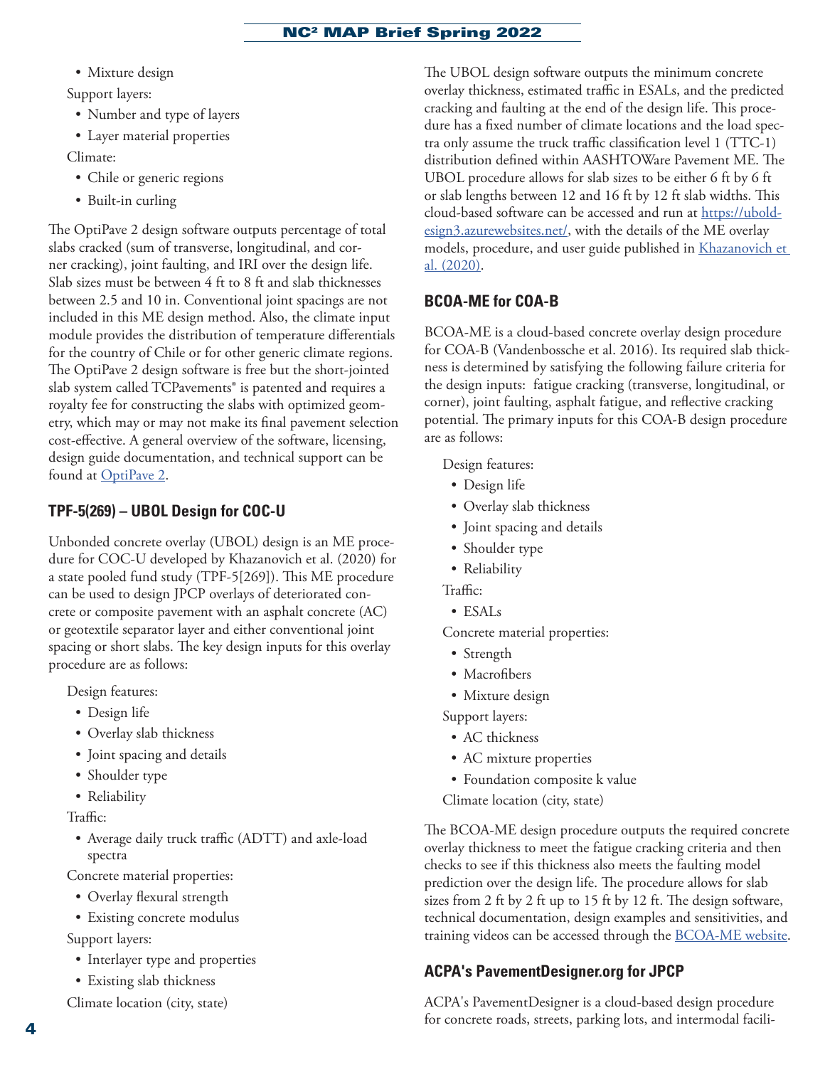- Mixture design

Support layers:

- Number and type of layers
- Layer material properties

Climate:

- Chile or generic regions
- Built-in curling

The OptiPave 2 design software outputs percentage of total slabs cracked (sum of transverse, longitudinal, and corner cracking), joint faulting, and IRI over the design life. Slab sizes must be between 4 ft to 8 ft and slab thicknesses between 2.5 and 10 in. Conventional joint spacings are not included in this ME design method. Also, the climate input module provides the distribution of temperature differentials for the country of Chile or for other generic climate regions. The OptiPave 2 design software is free but the short-jointed slab system called TCPavements® is patented and requires a royalty fee for constructing the slabs with optimized geometry, which may or may not make its final pavement selection cost-effective. A general overview of the software, licensing, design guide documentation, and technical support can be found at [OptiPave 2](OptiPave 2).

### TPF-5(269) – UBOL Design for COC-U

Unbonded concrete overlay (UBOL) design is an ME procedure for COC-U developed by Khazanovich et al. (2020) for a state pooled fund study (TPF-5[269]). This ME procedure can be used to design JPCP overlays of deteriorated concrete or composite pavement with an asphalt concrete (AC) or geotextile separator layer and either conventional joint spacing or short slabs. The key design inputs for this overlay procedure are as follows:

Design features:

- Design life
- Overlay slab thickness
- Joint spacing and details
- Shoulder type
- Reliability

Traffic:

- Average daily truck traffic (ADTT) and axle-load spectra

Concrete material properties:

- Overlay flexural strength
- Existing concrete modulus

Support layers:

- Interlayer type and properties
- Existing slab thickness

Climate location (city, state)

The UBOL design software outputs the minimum concrete overlay thickness, estimated traffic in ESALs, and the predicted cracking and faulting at the end of the design life. This procedure has a fixed number of climate locations and the load spectra only assume the truck traffic classification level 1 (TTC-1) distribution defined within AASHTOWare Pavement ME. The UBOL procedure allows for slab sizes to be either 6 ft by 6 ft or slab lengths between 12 and 16 ft by 12 ft slab widths. This cloud-based software can be accessed and run at https://ubold-esign3.azurewebsites.net/, with the details of the ME overlay models, procedure, and user guide published in Khazanovich et al. (2020).

### BCOA-ME for COA-B

BCOA-ME is a cloud-based concrete overlay design procedure for COA-B (Vandenbossche et al. 2016). Its required slab thickness is determined by satisfying the following failure criteria for the design inputs: fatigue cracking (transverse, longitudinal, or corner), joint faulting, asphalt fatigue, and reflective cracking potential. The primary inputs for this COA-B design procedure are as follows:

Design features:

- Design life
- Overlay slab thickness
- Joint spacing and details
- Shoulder type
- Reliability

Traffic:

- ESALs

Concrete material properties:

- Strength
- Macrofibers
- Mixture design

Support layers:

- AC thickness
- AC mixture properties
- Foundation composite k value

Climate location (city, state)

The BCOA-ME design procedure outputs the required concrete overlay thickness to meet the fatigue cracking criteria and then checks to see if this thickness also meets the faulting model prediction over the design life. The procedure allows for slab sizes from 2 ft by 2 ft up to 15 ft by 12 ft. The design software, technical documentation, design examples and sensitivities, and training videos can be accessed through the BCOA-ME website.

### ACPA's PavementDesigner.org for JPCP

ACPA's PavementDesigner is a cloud-based design procedure for concrete roads, streets, parking lots, and intermodal facili-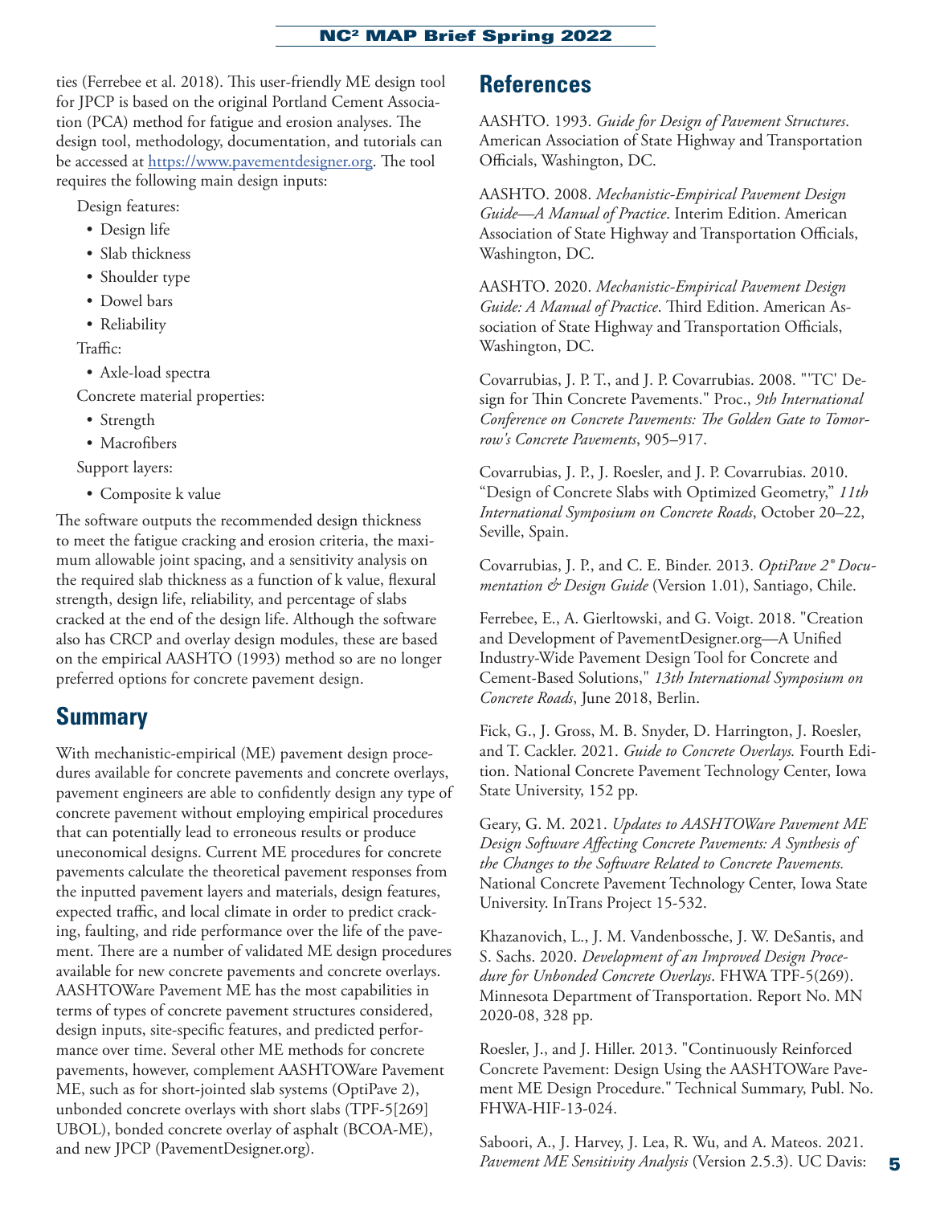ties (Ferrebee et al. 2018). This user-friendly ME design tool for JPCP is based on the original Portland Cement Association (PCA) method for fatigue and erosion analyses. The design tool, methodology, documentation, and tutorials can be accessed at https://www.pavementdesigner.org. The tool requires the following main design inputs:

Design features:

- Design life
- Slab thickness
- Shoulder type
- Dowel bars
- Reliability

Traffic:

- Axle-load spectra

Concrete material properties:

- Strength
- Macrofibers

Support layers:

- Composite k value

The software outputs the recommended design thickness to meet the fatigue cracking and erosion criteria, the maximum allowable joint spacing, and a sensitivity analysis on the required slab thickness as a function of k value, flexural strength, design life, reliability, and percentage of slabs cracked at the end of the design life. Although the software also has CRCP and overlay design modules, these are based on the empirical AASHTO (1993) method so are no longer preferred options for concrete pavement design.

## Summary

With mechanistic-empirical (ME) pavement design procedures available for concrete pavements and concrete overlays, pavement engineers are able to confidently design any type of concrete pavement without employing empirical procedures that can potentially lead to erroneous results or produce uneconomical designs. Current ME procedures for concrete pavements calculate the theoretical pavement responses from the inputted pavement layers and materials, design features, expected traffic, and local climate in order to predict cracking, faulting, and ride performance over the life of the pavement. There are a number of validated ME design procedures available for new concrete pavements and concrete overlays. AASHTOWare Pavement ME has the most capabilities in terms of types of concrete pavement structures considered, design inputs, site-specific features, and predicted performance over time. Several other ME methods for concrete pavements, however, complement AASHTOWare Pavement ME, such as for short-jointed slab systems (OptiPave 2), unbonded concrete overlays with short slabs (TPF-5[269] UBOL), bonded concrete overlay of asphalt (BCOA-ME), and new JPCP (PavementDesigner.org).

## References

AASHTO. 1993. *Guide for Design of Pavement Structures*. American Association of State Highway and Transportation Officials, Washington, DC.

AASHTO. 2008. *Mechanistic-Empirical Pavement Design Guide—A Manual of Practice*. Interim Edition. American Association of State Highway and Transportation Officials, Washington, DC.

AASHTO. 2020. *Mechanistic-Empirical Pavement Design Guide: A Manual of Practice*. Third Edition. American Association of State Highway and Transportation Officials, Washington, DC.

Covarrubias, J. P. T., and J. P. Covarrubias. 2008. "'TC' Design for Thin Concrete Pavements." Proc., *9th International Conference on Concrete Pavements: The Golden Gate to Tomorrow's Concrete Pavements*, 905–917.

Covarrubias, J. P., J. Roesler, and J. P. Covarrubias. 2010. "Design of Concrete Slabs with Optimized Geometry," *11th International Symposium on Concrete Roads*, October 20–22, Seville, Spain.

Covarrubias, J. P., and C. E. Binder. 2013. *OptiPave 2® Documentation & Design Guide* (Version 1.01), Santiago, Chile.

Ferrebee, E., A. Gierltowski, and G. Voigt. 2018. "Creation and Development of PavementDesigner.org—A Unified Industry-Wide Pavement Design Tool for Concrete and Cement-Based Solutions," *13th International Symposium on Concrete Roads*, June 2018, Berlin.

Fick, G., J. Gross, M. B. Snyder, D. Harrington, J. Roesler, and T. Cackler. 2021. *Guide to Concrete Overlays.* Fourth Edition. National Concrete Pavement Technology Center, Iowa State University, 152 pp.

Geary, G. M. 2021. *Updates to AASHTOWare Pavement ME Design Software Affecting Concrete Pavements: A Synthesis of the Changes to the Software Related to Concrete Pavements.* National Concrete Pavement Technology Center, Iowa State University. InTrans Project 15-532.

Khazanovich, L., J. M. Vandenbossche, J. W. DeSantis, and S. Sachs. 2020. *Development of an Improved Design Procedure for Unbonded Concrete Overlays*. FHWA TPF-5(269). Minnesota Department of Transportation. Report No. MN 2020-08, 328 pp.

Roesler, J., and J. Hiller. 2013. "Continuously Reinforced Concrete Pavement: Design Using the AASHTOWare Pavement ME Design Procedure." Technical Summary, Publ. No. FHWA-HIF-13-024.

Saboori, A., J. Harvey, J. Lea, R. Wu, and A. Mateos. 2021. *Pavement ME Sensitivity Analysis* (Version 2.5.3). UC Davis: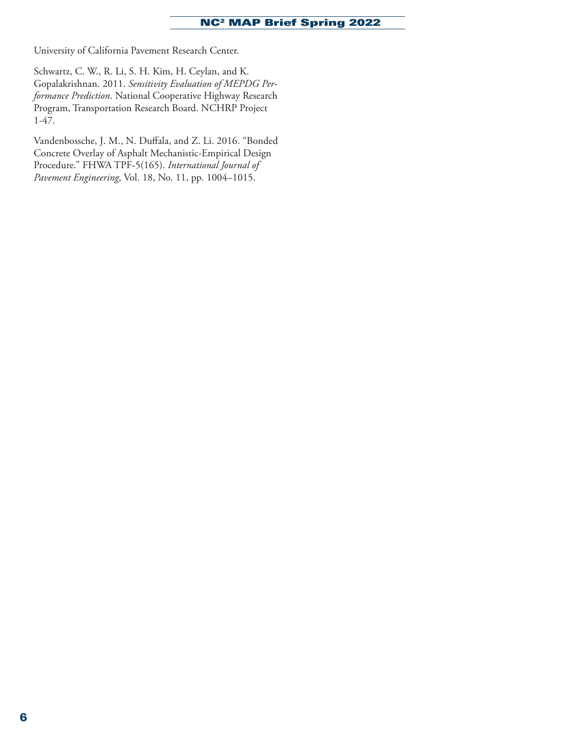University of California Pavement Research Center.

Schwartz, C. W., R. Li, S. H. Kim, H. Ceylan, and K. Gopalakrishnan. 2011. *Sensitivity Evaluation of MEPDG Performance Prediction*. National Cooperative Highway Research Program, Transportation Research Board. NCHRP Project 1-47.

Vandenbossche, J. M., N. Duffala, and Z. Li. 2016. "Bonded Concrete Overlay of Asphalt Mechanistic-Empirical Design Procedure." FHWA TPF-5(165). *International Journal of Pavement Engineering*, Vol. 18, No. 11, pp. 1004–1015.